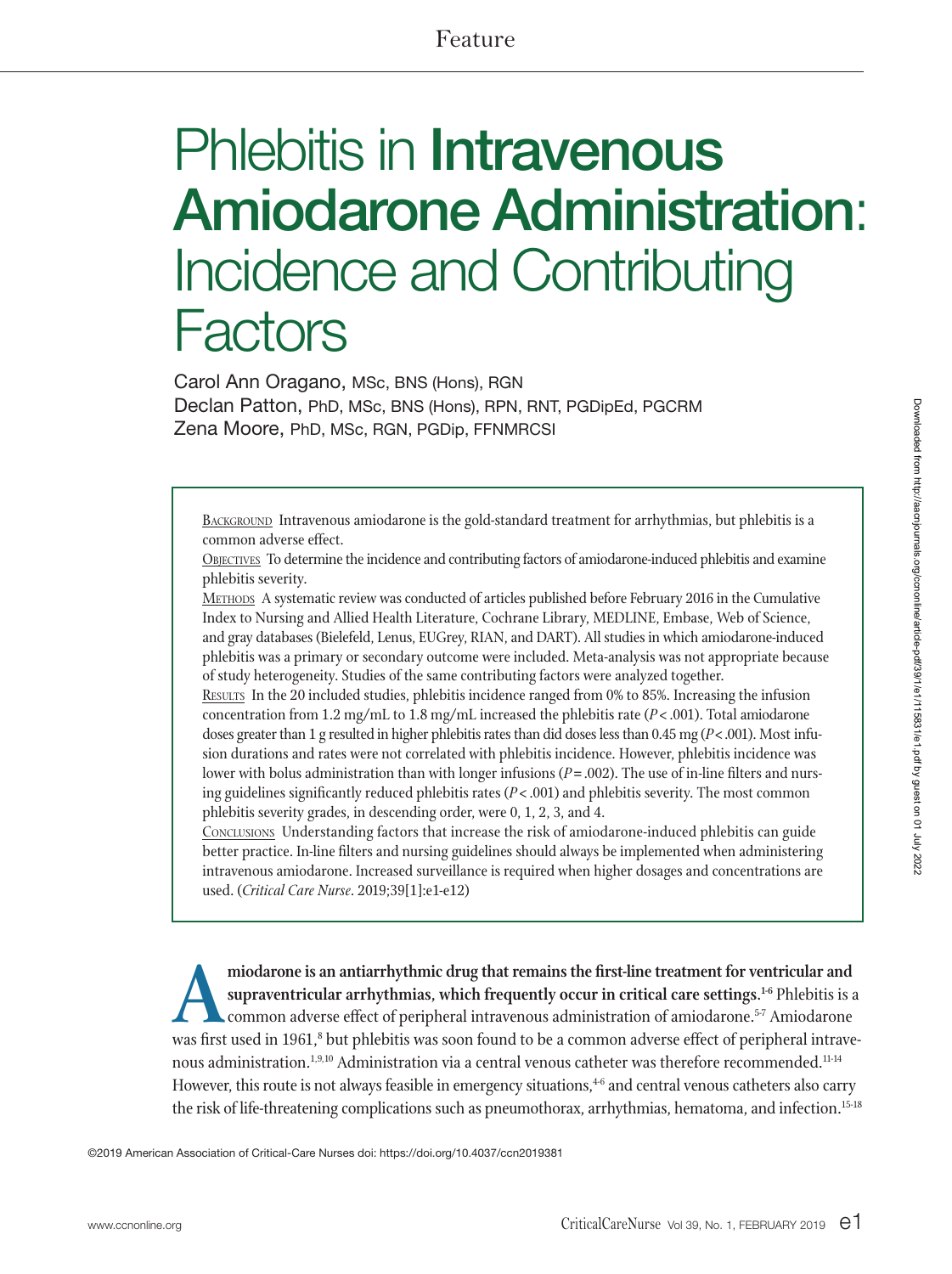Feature

# Phlebitis in Intravenous Amiodarone Administration: Incidence and Contributing Factors

Carol Ann Oragano, MSc, BNS (Hons), RGN
Declan Patton, PhD, MSc, BNS (Hons), RPN, RNT, PGDipEd, PGCRM
Zena Moore, PhD, MSc, RGN, PGDip, FFNMRCSI

**Background** Intravenous amiodarone is the gold-standard treatment for arrhythmias, but phlebitis is a common adverse effect.

**Objectives** To determine the incidence and contributing factors of amiodarone-induced phlebitis and examine phlebitis severity.

**Methods** A systematic review was conducted of articles published before February 2016 in the Cumulative Index to Nursing and Allied Health Literature, Cochrane Library, MEDLINE, Embase, Web of Science, and gray databases (Bielefeld, Lenus, EUGrey, RIAN, and DART). All studies in which amiodarone-induced phlebitis was a primary or secondary outcome were included. Meta-analysis was not appropriate because of study heterogeneity. Studies of the same contributing factors were analyzed together.

**Results** In the 20 included studies, phlebitis incidence ranged from 0% to 85%. Increasing the infusion concentration from 1.2 mg/mL to 1.8 mg/mL increased the phlebitis rate ($P < .001$). Total amiodarone doses greater than 1 g resulted in higher phlebitis rates than did doses less than 0.45 mg ($P < .001$). Most infusion durations and rates were not correlated with phlebitis incidence. However, phlebitis incidence was lower with bolus administration than with longer infusions ($P = .002$). The use of in-line filters and nursing guidelines significantly reduced phlebitis rates ($P < .001$) and phlebitis severity. The most common phlebitis severity grades, in descending order, were 0, 1, 2, 3, and 4.

**Conclusions** Understanding factors that increase the risk of amiodarone-induced phlebitis can guide better practice. In-line filters and nursing guidelines should always be implemented when administering intravenous amiodarone. Increased surveillance is required when higher dosages and concentrations are used. (*Critical Care Nurse*. 2019;39[1]:e1-e12)

**Amiodarone is an antiarrhythmic drug that remains the first-line treatment for ventricular and supraventricular arrhythmias, which frequently occur in critical care settings.**[1-6] Phlebitis is a common adverse effect of peripheral intravenous administration of amiodarone.[5-7] Amiodarone was first used in 1961,[8] but phlebitis was soon found to be a common adverse effect of peripheral intravenous administration.[1,9,10] Administration via a central venous catheter was therefore recommended.[11-14] However, this route is not always feasible in emergency situations,[4-6] and central venous catheters also carry the risk of life-threatening complications such as pneumothorax, arrhythmias, hematoma, and infection.[15-18]

©2019 American Association of Critical-Care Nurses doi: https://doi.org/10.4037/ccn2019381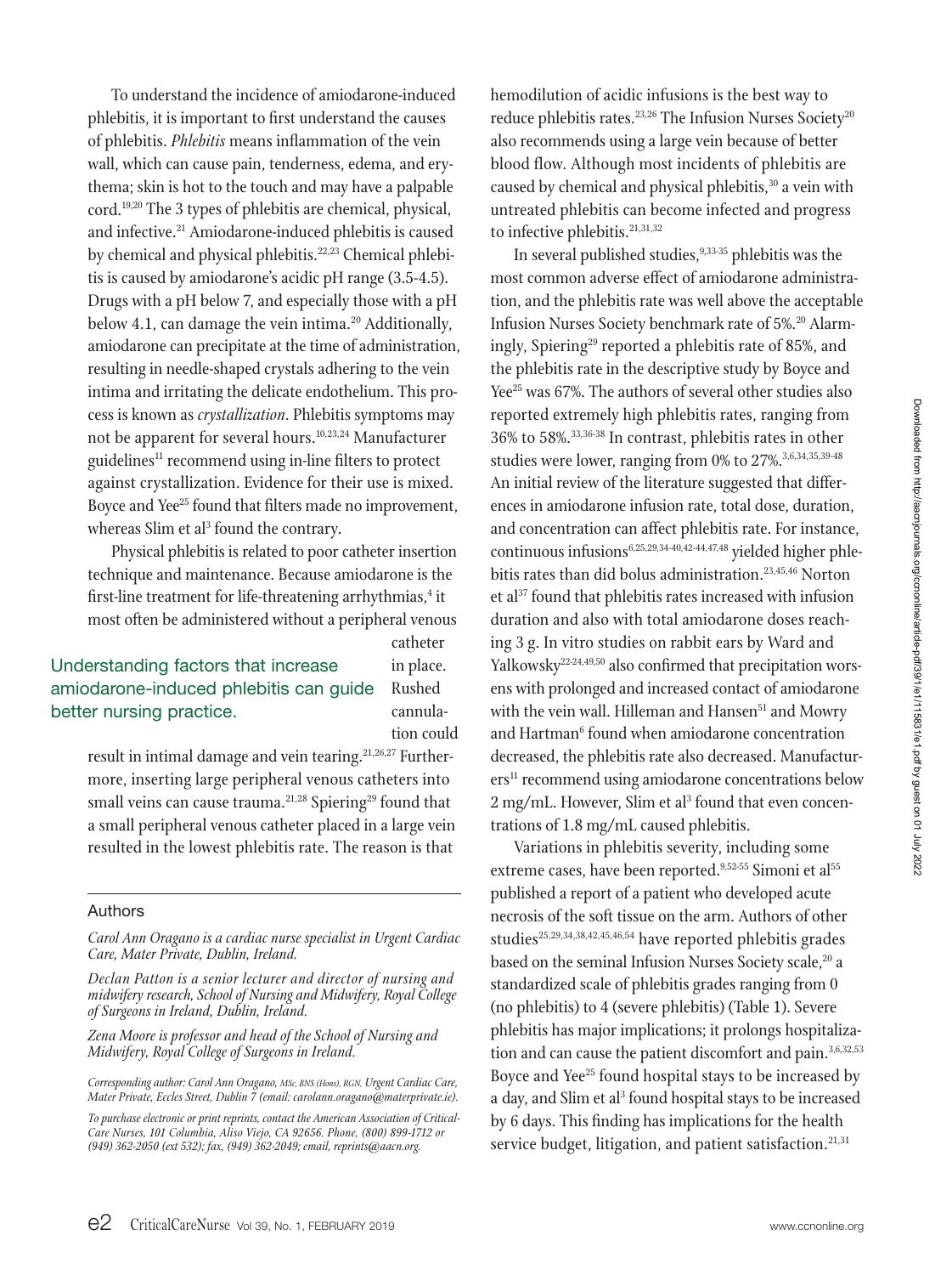To understand the incidence of amiodarone-induced phlebitis, it is important to first understand the causes of phlebitis. *Phlebitis* means inflammation of the vein wall, which can cause pain, tenderness, edema, and erythema; skin is hot to the touch and may have a palpable cord.[19,20] The 3 types of phlebitis are chemical, physical, and infective.[21] Amiodarone-induced phlebitis is caused by chemical and physical phlebitis.[22,23] Chemical phlebitis is caused by amiodarone's acidic pH range (3.5-4.5). Drugs with a pH below 7, and especially those with a pH below 4.1, can damage the vein intima.[20] Additionally, amiodarone can precipitate at the time of administration, resulting in needle-shaped crystals adhering to the vein intima and irritating the delicate endothelium. This process is known as *crystallization*. Phlebitis symptoms may not be apparent for several hours.[10,23,24] Manufacturer guidelines[11] recommend using in-line filters to protect against crystallization. Evidence for their use is mixed. Boyce and Yee[25] found that filters made no improvement, whereas Slim et al[3] found the contrary.

Physical phlebitis is related to poor catheter insertion technique and maintenance. Because amiodarone is the first-line treatment for life-threatening arrhythmias,[4] it most often be administered without a peripheral venous catheter in place. Rushed cannulation could result in intimal damage and vein tearing.[21,26,27] Furthermore, inserting large peripheral venous catheters into small veins can cause trauma.[21,28] Spiering[29] found that a small peripheral venous catheter placed in a large vein resulted in the lowest phlebitis rate. The reason is that hemodilution of acidic infusions is the best way to reduce phlebitis rates.[23,26] The Infusion Nurses Society[20] also recommends using a large vein because of better blood flow. Although most incidents of phlebitis are caused by chemical and physical phlebitis,[30] a vein with untreated phlebitis can become infected and progress to infective phlebitis.[21,31,32]

Understanding factors that increase amiodarone-induced phlebitis can guide better nursing practice.

In several published studies,[9,33-35] phlebitis was the most common adverse effect of amiodarone administration, and the phlebitis rate was well above the acceptable Infusion Nurses Society benchmark rate of 5%.[20] Alarmingly, Spiering[29] reported a phlebitis rate of 85%, and the phlebitis rate in the descriptive study by Boyce and Yee[25] was 67%. The authors of several other studies also reported extremely high phlebitis rates, ranging from 36% to 58%.[33,36-38] In contrast, phlebitis rates in other studies were lower, ranging from 0% to 27%.[3,6,34,35,39-48] An initial review of the literature suggested that differences in amiodarone infusion rate, total dose, duration, and concentration can affect phlebitis rate. For instance, continuous infusions[6,25,29,34-40,42-44,47,48] yielded higher phlebitis rates than did bolus administration.[23,45,46] Norton et al[37] found that phlebitis rates increased with infusion duration and also with total amiodarone doses reaching 3 g. In vitro studies on rabbit ears by Ward and Yalkowsky[22-24,49,50] also confirmed that precipitation worsens with prolonged and increased contact of amiodarone with the vein wall. Hilleman and Hansen[51] and Mowry and Hartman[6] found when amiodarone concentration decreased, the phlebitis rate also decreased. Manufacturers[11] recommend using amiodarone concentrations below 2 mg/mL. However, Slim et al[3] found that even concentrations of 1.8 mg/mL caused phlebitis.

Variations in phlebitis severity, including some extreme cases, have been reported.[9,52-55] Simoni et al[55] published a report of a patient who developed acute necrosis of the soft tissue on the arm. Authors of other studies[25,29,34,38,42,45,46,54] have reported phlebitis grades based on the seminal Infusion Nurses Society scale,[20] a standardized scale of phlebitis grades ranging from 0 (no phlebitis) to 4 (severe phlebitis) (Table 1). Severe phlebitis has major implications; it prolongs hospitalization and can cause the patient discomfort and pain.[3,6,32,53] Boyce and Yee[25] found hospital stays to be increased by a day, and Slim et al[3] found hospital stays to be increased by 6 days. This finding has implications for the health service budget, litigation, and patient satisfaction.[21,31]

## Authors

*Carol Ann Oragano is a cardiac nurse specialist in Urgent Cardiac Care, Mater Private, Dublin, Ireland.*

*Declan Patton is a senior lecturer and director of nursing and midwifery research, School of Nursing and Midwifery, Royal College of Surgeons in Ireland, Dublin, Ireland.*

*Zena Moore is professor and head of the School of Nursing and Midwifery, Royal College of Surgeons in Ireland.*

*Corresponding author: Carol Ann Oragano, MSc, BNS (Hons), RGN, Urgent Cardiac Care, Mater Private, Eccles Street, Dublin 7 (email: carolann.oragano@materprivate.ie).*

*To purchase electronic or print reprints, contact the American Association of Critical-Care Nurses, 101 Columbia, Aliso Viejo, CA 92656. Phone, (800) 899-1712 or (949) 362-2050 (ext 532); fax, (949) 362-2049; email, reprints@aacn.org.*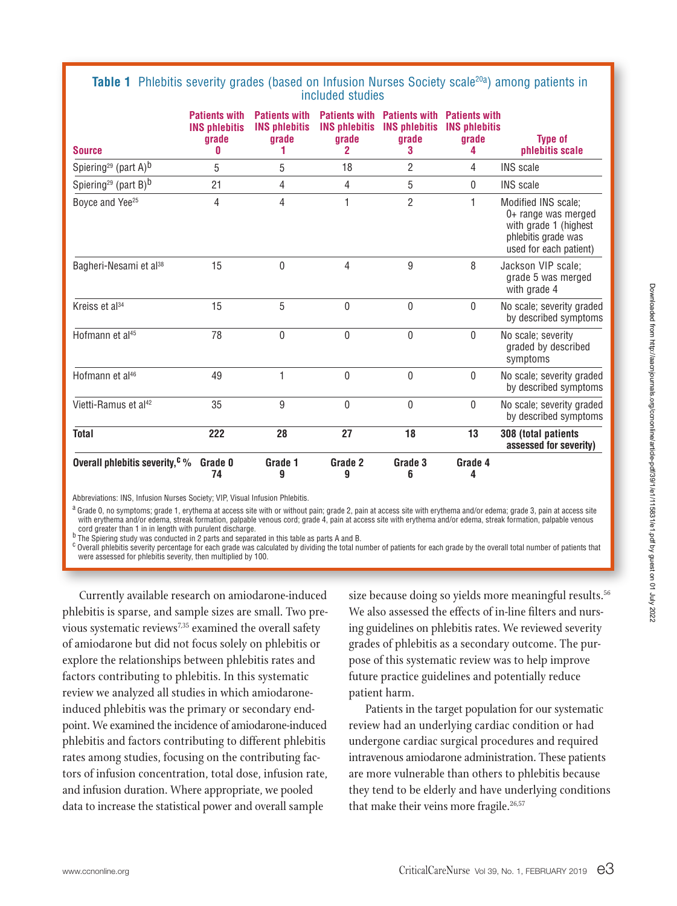**Table 1** Phlebitis severity grades (based on Infusion Nurses Society scale[20a]) among patients in included studies

| Source | Patients with INS phlebitis grade 0 | Patients with INS phlebitis grade 1 | Patients with INS phlebitis grade 2 | Patients with INS phlebitis grade 3 | Patients with INS phlebitis grade 4 | Type of phlebitis scale |
|---|---|---|---|---|---|---|
| Spiering[29] (part A)[b] | 5 | 5 | 18 | 2 | 4 | INS scale |
| Spiering[29] (part B)[b] | 21 | 4 | 4 | 5 | 0 | INS scale |
| Boyce and Yee[25] | 4 | 4 | 1 | 2 | 1 | Modified INS scale; 0+ range was merged with grade 1 (highest phlebitis grade was used for each patient) |
| Bagheri-Nesami et al[38] | 15 | 0 | 4 | 9 | 8 | Jackson VIP scale; grade 5 was merged with grade 4 |
| Kreiss et al[34] | 15 | 5 | 0 | 0 | 0 | No scale; severity graded by described symptoms |
| Hofmann et al[45] | 78 | 0 | 0 | 0 | 0 | No scale; severity graded by described symptoms |
| Hofmann et al[46] | 49 | 1 | 0 | 0 | 0 | No scale; severity graded by described symptoms |
| Vietti-Ramus et al[42] | 35 | 9 | 0 | 0 | 0 | No scale; severity graded by described symptoms |
| **Total** | **222** | **28** | **27** | **18** | **13** | **308 (total patients assessed for severity)** |
| **Overall phlebitis severity,[c] %** | **Grade 0 74** | **Grade 1 9** | **Grade 2 9** | **Grade 3 6** | **Grade 4 4** | |

Abbreviations: INS, Infusion Nurses Society; VIP, Visual Infusion Phlebitis.

[a] Grade 0, no symptoms; grade 1, erythema at access site with or without pain; grade 2, pain at access site with erythema and/or edema; grade 3, pain at access site with erythema and/or edema, streak formation, palpable venous cord; grade 4, pain at access site with erythema and/or edema, streak formation, palpable venous cord greater than 1 in in length with purulent discharge.

[b] The Spiering study was conducted in 2 parts and separated in this table as parts A and B.

[c] Overall phlebitis severity percentage for each grade was calculated by dividing the total number of patients for each grade by the overall total number of patients that were assessed for phlebitis severity, then multiplied by 100.

Currently available research on amiodarone-induced phlebitis is sparse, and sample sizes are small. Two previous systematic reviews[7,35] examined the overall safety of amiodarone but did not focus solely on phlebitis or explore the relationships between phlebitis rates and factors contributing to phlebitis. In this systematic review we analyzed all studies in which amiodarone-induced phlebitis was the primary or secondary endpoint. We examined the incidence of amiodarone-induced phlebitis and factors contributing to different phlebitis rates among studies, focusing on the contributing factors of infusion concentration, total dose, infusion rate, and infusion duration. Where appropriate, we pooled data to increase the statistical power and overall sample size because doing so yields more meaningful results.[56] We also assessed the effects of in-line filters and nursing guidelines on phlebitis rates. We reviewed severity grades of phlebitis as a secondary outcome. The purpose of this systematic review was to help improve future practice guidelines and potentially reduce patient harm.

Patients in the target population for our systematic review had an underlying cardiac condition or had undergone cardiac surgical procedures and required intravenous amiodarone administration. These patients are more vulnerable than others to phlebitis because they tend to be elderly and have underlying conditions that make their veins more fragile.[26,57]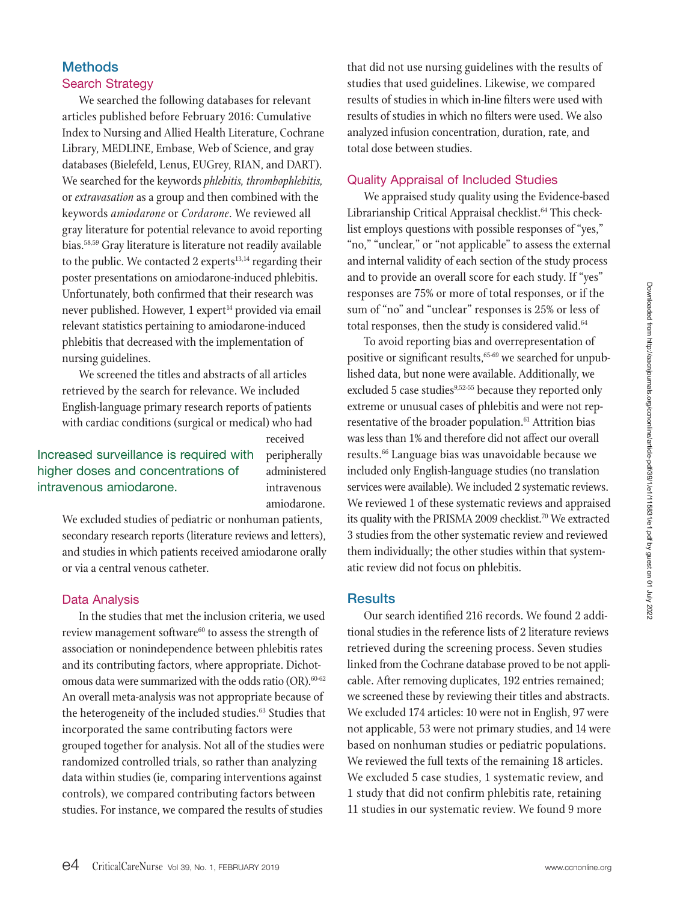## Methods

### Search Strategy

We searched the following databases for relevant articles published before February 2016: Cumulative Index to Nursing and Allied Health Literature, Cochrane Library, MEDLINE, Embase, Web of Science, and gray databases (Bielefeld, Lenus, EUGrey, RIAN, and DART). We searched for the keywords *phlebitis, thrombophlebitis,* or *extravasation* as a group and then combined with the keywords *amiodarone* or *Cordarone*. We reviewed all gray literature for potential relevance to avoid reporting bias.[58,59] Gray literature is literature not readily available to the public. We contacted 2 experts[13,14] regarding their poster presentations on amiodarone-induced phlebitis. Unfortunately, both confirmed that their research was never published. However, 1 expert[14] provided via email relevant statistics pertaining to amiodarone-induced phlebitis that decreased with the implementation of nursing guidelines.

We screened the titles and abstracts of all articles retrieved by the search for relevance. We included English-language primary research reports of patients with cardiac conditions (surgical or medical) who had received peripherally administered intravenous amiodarone. We excluded studies of pediatric or nonhuman patients, secondary research reports (literature reviews and letters), and studies in which patients received amiodarone orally or via a central venous catheter.

Increased surveillance is required with higher doses and concentrations of intravenous amiodarone.

### Data Analysis

In the studies that met the inclusion criteria, we used review management software[60] to assess the strength of association or nonindependence between phlebitis rates and its contributing factors, where appropriate. Dichotomous data were summarized with the odds ratio (OR).[60-62] An overall meta-analysis was not appropriate because of the heterogeneity of the included studies.[63] Studies that incorporated the same contributing factors were grouped together for analysis. Not all of the studies were randomized controlled trials, so rather than analyzing data within studies (ie, comparing interventions against controls), we compared contributing factors between studies. For instance, we compared the results of studies that did not use nursing guidelines with the results of studies that used guidelines. Likewise, we compared results of studies in which in-line filters were used with results of studies in which no filters were used. We also analyzed infusion concentration, duration, rate, and total dose between studies.

### Quality Appraisal of Included Studies

We appraised study quality using the Evidence-based Librarianship Critical Appraisal checklist.[64] This checklist employs questions with possible responses of "yes," "no," "unclear," or "not applicable" to assess the external and internal validity of each section of the study process and to provide an overall score for each study. If "yes" responses are 75% or more of total responses, or if the sum of "no" and "unclear" responses is 25% or less of total responses, then the study is considered valid.[64]

To avoid reporting bias and overrepresentation of positive or significant results,[65-69] we searched for unpublished data, but none were available. Additionally, we excluded 5 case studies[9,52-55] because they reported only extreme or unusual cases of phlebitis and were not representative of the broader population.[61] Attrition bias was less than 1% and therefore did not affect our overall results.[66] Language bias was unavoidable because we included only English-language studies (no translation services were available). We included 2 systematic reviews. We reviewed 1 of these systematic reviews and appraised its quality with the PRISMA 2009 checklist.[70] We extracted 3 studies from the other systematic review and reviewed them individually; the other studies within that systematic review did not focus on phlebitis.

## Results

Our search identified 216 records. We found 2 additional studies in the reference lists of 2 literature reviews retrieved during the screening process. Seven studies linked from the Cochrane database proved to be not applicable. After removing duplicates, 192 entries remained; we screened these by reviewing their titles and abstracts. We excluded 174 articles: 10 were not in English, 97 were not applicable, 53 were not primary studies, and 14 were based on nonhuman studies or pediatric populations. We reviewed the full texts of the remaining 18 articles. We excluded 5 case studies, 1 systematic review, and 1 study that did not confirm phlebitis rate, retaining 11 studies in our systematic review. We found 9 more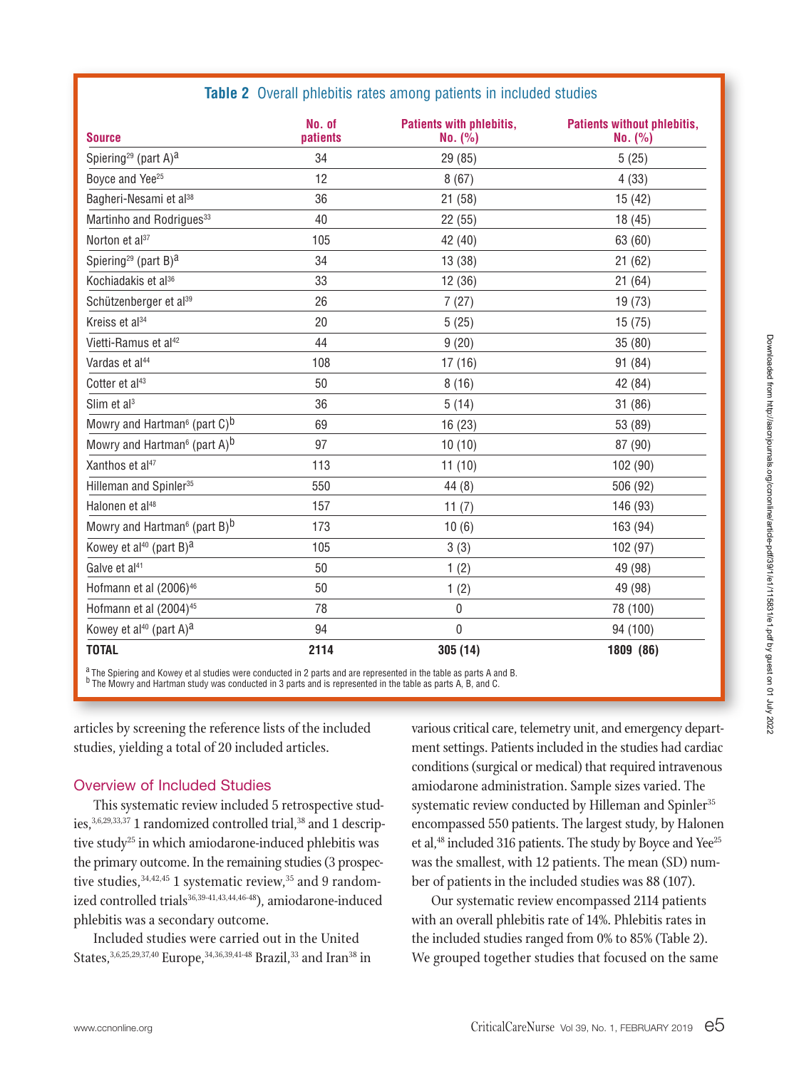**Table 2** Overall phlebitis rates among patients in included studies

| Source | No. of patients | Patients with phlebitis, No. (%) | Patients without phlebitis, No. (%) |
|---|---|---|---|
| Spiering[29] (part A)[a] | 34 | 29 (85) | 5 (25) |
| Boyce and Yee[25] | 12 | 8 (67) | 4 (33) |
| Bagheri-Nesami et al[38] | 36 | 21 (58) | 15 (42) |
| Martinho and Rodrigues[33] | 40 | 22 (55) | 18 (45) |
| Norton et al[37] | 105 | 42 (40) | 63 (60) |
| Spiering[29] (part B)[a] | 34 | 13 (38) | 21 (62) |
| Kochiadakis et al[36] | 33 | 12 (36) | 21 (64) |
| Schützenberger et al[39] | 26 | 7 (27) | 19 (73) |
| Kreiss et al[34] | 20 | 5 (25) | 15 (75) |
| Vietti-Ramus et al[42] | 44 | 9 (20) | 35 (80) |
| Vardas et al[44] | 108 | 17 (16) | 91 (84) |
| Cotter et al[43] | 50 | 8 (16) | 42 (84) |
| Slim et al[3] | 36 | 5 (14) | 31 (86) |
| Mowry and Hartman[6] (part C)[b] | 69 | 16 (23) | 53 (89) |
| Mowry and Hartman[6] (part A)[b] | 97 | 10 (10) | 87 (90) |
| Xanthos et al[47] | 113 | 11 (10) | 102 (90) |
| Hilleman and Spinler[35] | 550 | 44 (8) | 506 (92) |
| Halonen et al[48] | 157 | 11 (7) | 146 (93) |
| Mowry and Hartman[6] (part B)[b] | 173 | 10 (6) | 163 (94) |
| Kowey et al[40] (part B)[a] | 105 | 3 (3) | 102 (97) |
| Galve et al[41] | 50 | 1 (2) | 49 (98) |
| Hofmann et al (2006)[46] | 50 | 1 (2) | 49 (98) |
| Hofmann et al (2004)[45] | 78 | 0 | 78 (100) |
| Kowey et al[40] (part A)[a] | 94 | 0 | 94 (100) |
| **TOTAL** | **2114** | **305 (14)** | **1809 (86)** |

[a] The Spiering and Kowey et al studies were conducted in 2 parts and are represented in the table as parts A and B.
[b] The Mowry and Hartman study was conducted in 3 parts and is represented in the table as parts A, B, and C.

articles by screening the reference lists of the included studies, yielding a total of 20 included articles.

## Overview of Included Studies

This systematic review included 5 retrospective studies,[3,6,29,33,37] 1 randomized controlled trial,[38] and 1 descriptive study[25] in which amiodarone-induced phlebitis was the primary outcome. In the remaining studies (3 prospective studies,[34,42,45] 1 systematic review,[35] and 9 randomized controlled trials[36,39-41,43,44,46-48]), amiodarone-induced phlebitis was a secondary outcome.

Included studies were carried out in the United States,[3,6,25,29,37,40] Europe,[34,36,39,41-48] Brazil,[33] and Iran[38] in various critical care, telemetry unit, and emergency department settings. Patients included in the studies had cardiac conditions (surgical or medical) that required intravenous amiodarone administration. Sample sizes varied. The systematic review conducted by Hilleman and Spinler[35] encompassed 550 patients. The largest study, by Halonen et al,[48] included 316 patients. The study by Boyce and Yee[25] was the smallest, with 12 patients. The mean (SD) number of patients in the included studies was 88 (107).

Our systematic review encompassed 2114 patients with an overall phlebitis rate of 14%. Phlebitis rates in the included studies ranged from 0% to 85% (Table 2). We grouped together studies that focused on the same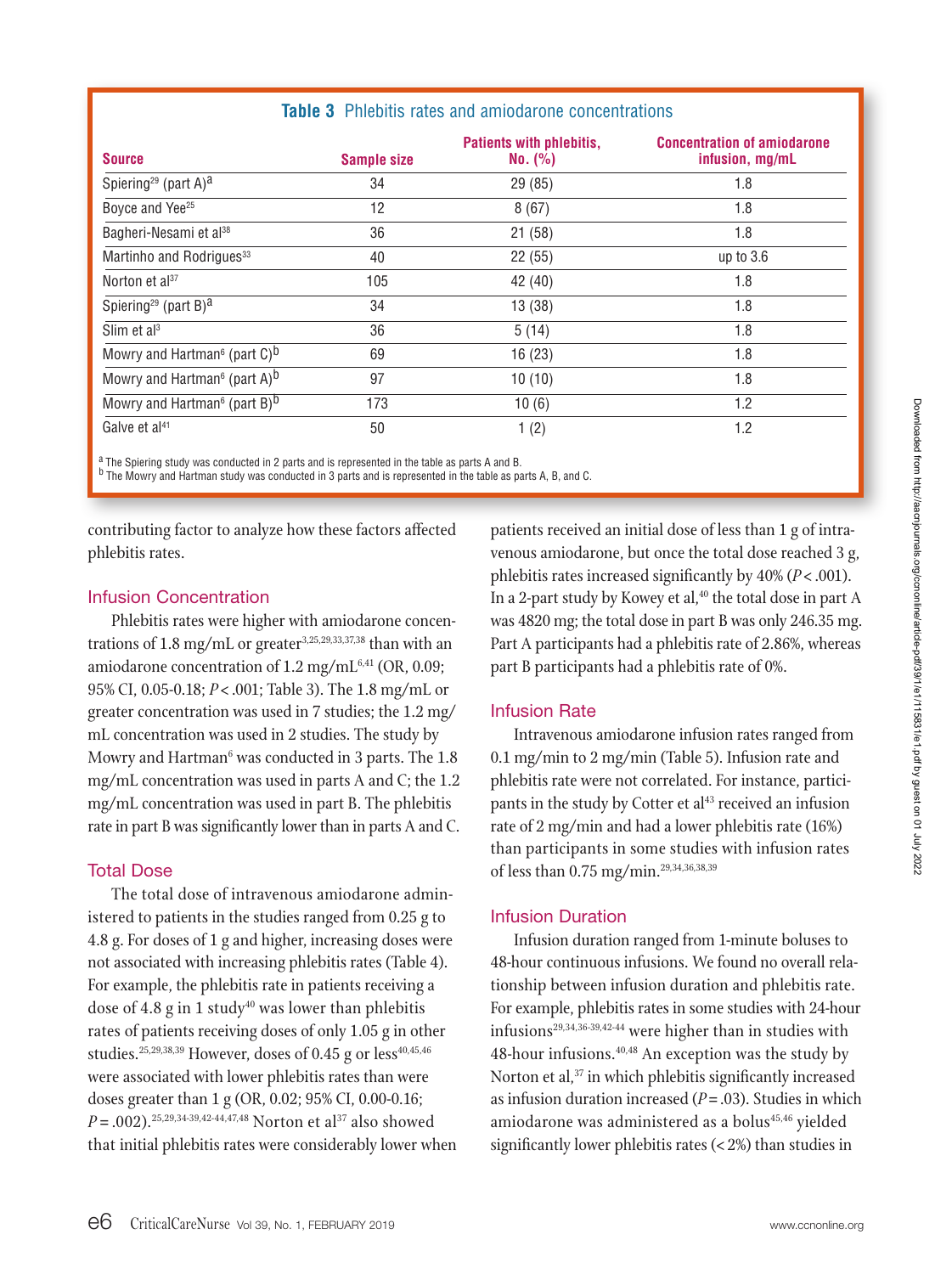**Table 3** Phlebitis rates and amiodarone concentrations

| Source | Sample size | Patients with phlebitis, No. (%) | Concentration of amiodarone infusion, mg/mL |
|---|---|---|---|
| Spiering[29] (part A)[a] | 34 | 29 (85) | 1.8 |
| Boyce and Yee[25] | 12 | 8 (67) | 1.8 |
| Bagheri-Nesami et al[38] | 36 | 21 (58) | 1.8 |
| Martinho and Rodrigues[33] | 40 | 22 (55) | up to 3.6 |
| Norton et al[37] | 105 | 42 (40) | 1.8 |
| Spiering[29] (part B)[a] | 34 | 13 (38) | 1.8 |
| Slim et al[3] | 36 | 5 (14) | 1.8 |
| Mowry and Hartman[6] (part C)[b] | 69 | 16 (23) | 1.8 |
| Mowry and Hartman[6] (part A)[b] | 97 | 10 (10) | 1.8 |
| Mowry and Hartman[6] (part B)[b] | 173 | 10 (6) | 1.2 |
| Galve et al[41] | 50 | 1 (2) | 1.2 |

[a] The Spiering study was conducted in 2 parts and is represented in the table as parts A and B.
[b] The Mowry and Hartman study was conducted in 3 parts and is represented in the table as parts A, B, and C.

contributing factor to analyze how these factors affected phlebitis rates.

### Infusion Concentration

Phlebitis rates were higher with amiodarone concentrations of 1.8 mg/mL or greater[3,25,29,33,37,38] than with an amiodarone concentration of 1.2 mg/mL[6,41] (OR, 0.09; 95% CI, 0.05-0.18; $P < .001$; Table 3). The 1.8 mg/mL or greater concentration was used in 7 studies; the 1.2 mg/mL concentration was used in 2 studies. The study by Mowry and Hartman[6] was conducted in 3 parts. The 1.8 mg/mL concentration was used in parts A and C; the 1.2 mg/mL concentration was used in part B. The phlebitis rate in part B was significantly lower than in parts A and C.

### Total Dose

The total dose of intravenous amiodarone administered to patients in the studies ranged from 0.25 g to 4.8 g. For doses of 1 g and higher, increasing doses were not associated with increasing phlebitis rates (Table 4). For example, the phlebitis rate in patients receiving a dose of 4.8 g in 1 study[40] was lower than phlebitis rates of patients receiving doses of only 1.05 g in other studies.[25,29,38,39] However, doses of 0.45 g or less[40,45,46] were associated with lower phlebitis rates than were doses greater than 1 g (OR, 0.02; 95% CI, 0.00-0.16; $P = .002$).[25,29,34-39,42-44,47,48] Norton et al[37] also showed that initial phlebitis rates were considerably lower when patients received an initial dose of less than 1 g of intravenous amiodarone, but once the total dose reached 3 g, phlebitis rates increased significantly by 40% ($P < .001$). In a 2-part study by Kowey et al,[40] the total dose in part A was 4820 mg; the total dose in part B was only 246.35 mg. Part A participants had a phlebitis rate of 2.86%, whereas part B participants had a phlebitis rate of 0%.

### Infusion Rate

Intravenous amiodarone infusion rates ranged from 0.1 mg/min to 2 mg/min (Table 5). Infusion rate and phlebitis rate were not correlated. For instance, participants in the study by Cotter et al[43] received an infusion rate of 2 mg/min and had a lower phlebitis rate (16%) than participants in some studies with infusion rates of less than 0.75 mg/min.[29,34,36,38,39]

### Infusion Duration

Infusion duration ranged from 1-minute boluses to 48-hour continuous infusions. We found no overall relationship between infusion duration and phlebitis rate. For example, phlebitis rates in some studies with 24-hour infusions[29,34,36-39,42-44] were higher than in studies with 48-hour infusions.[40,48] An exception was the study by Norton et al,[37] in which phlebitis significantly increased as infusion duration increased ($P = .03$). Studies in which amiodarone was administered as a bolus[45,46] yielded significantly lower phlebitis rates (< 2%) than studies in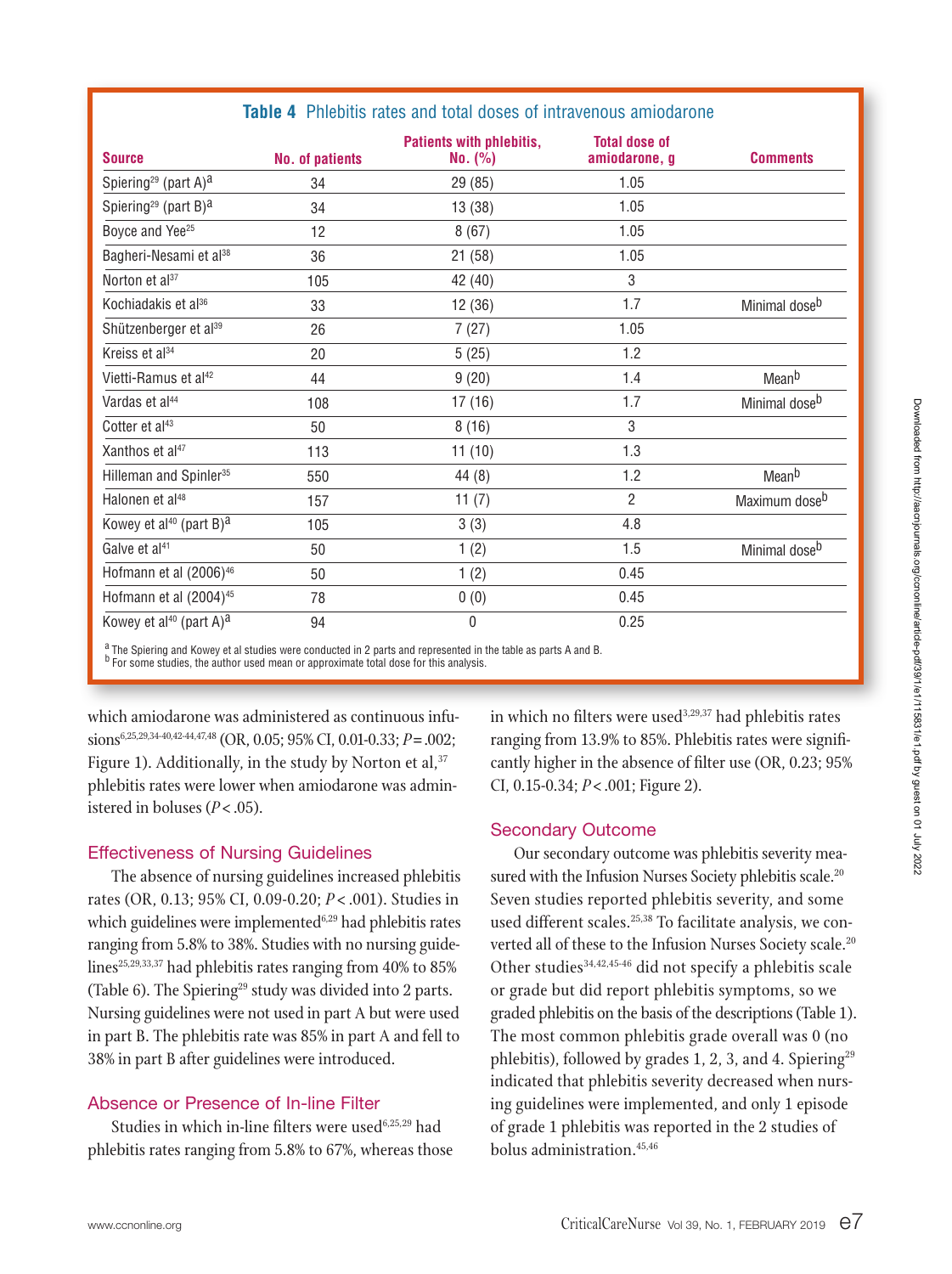**Table 4** Phlebitis rates and total doses of intravenous amiodarone

| Source | No. of patients | Patients with phlebitis, No. (%) | Total dose of amiodarone, g | Comments |
|---|---|---|---|---|
| Spiering[29] (part A)[a] | 34 | 29 (85) | 1.05 | |
| Spiering[29] (part B)[a] | 34 | 13 (38) | 1.05 | |
| Boyce and Yee[25] | 12 | 8 (67) | 1.05 | |
| Bagheri-Nesami et al[38] | 36 | 21 (58) | 1.05 | |
| Norton et al[37] | 105 | 42 (40) | 3 | |
| Kochiadakis et al[36] | 33 | 12 (36) | 1.7 | Minimal dose[b] |
| Shützenberger et al[39] | 26 | 7 (27) | 1.05 | |
| Kreiss et al[34] | 20 | 5 (25) | 1.2 | |
| Vietti-Ramus et al[42] | 44 | 9 (20) | 1.4 | Mean[b] |
| Vardas et al[44] | 108 | 17 (16) | 1.7 | Minimal dose[b] |
| Cotter et al[43] | 50 | 8 (16) | 3 | |
| Xanthos et al[47] | 113 | 11 (10) | 1.3 | |
| Hilleman and Spinler[35] | 550 | 44 (8) | 1.2 | Mean[b] |
| Halonen et al[48] | 157 | 11 (7) | 2 | Maximum dose[b] |
| Kowey et al[40] (part B)[a] | 105 | 3 (3) | 4.8 | |
| Galve et al[41] | 50 | 1 (2) | 1.5 | Minimal dose[b] |
| Hofmann et al (2006)[46] | 50 | 1 (2) | 0.45 | |
| Hofmann et al (2004)[45] | 78 | 0 (0) | 0.45 | |
| Kowey et al[40] (part A)[a] | 94 | 0 | 0.25 | |

[a] The Spiering and Kowey et al studies were conducted in 2 parts and represented in the table as parts A and B.
[b] For some studies, the author used mean or approximate total dose for this analysis.

which amiodarone was administered as continuous infusions[6,25,29,34-40,42-44,47,48] (OR, 0.05; 95% CI, 0.01-0.33; $P = .002$; Figure 1). Additionally, in the study by Norton et al,[37] phlebitis rates were lower when amiodarone was administered in boluses ($P < .05$).

## Effectiveness of Nursing Guidelines

The absence of nursing guidelines increased phlebitis rates (OR, 0.13; 95% CI, 0.09-0.20; $P < .001$). Studies in which guidelines were implemented[6,29] had phlebitis rates ranging from 5.8% to 38%. Studies with no nursing guidelines[25,29,33,37] had phlebitis rates ranging from 40% to 85% (Table 6). The Spiering[29] study was divided into 2 parts. Nursing guidelines were not used in part A but were used in part B. The phlebitis rate was 85% in part A and fell to 38% in part B after guidelines were introduced.

## Absence or Presence of In-line Filter

Studies in which in-line filters were used[6,25,29] had phlebitis rates ranging from 5.8% to 67%, whereas those in which no filters were used[3,29,37] had phlebitis rates ranging from 13.9% to 85%. Phlebitis rates were significantly higher in the absence of filter use (OR, 0.23; 95% CI, 0.15-0.34; $P < .001$; Figure 2).

## Secondary Outcome

Our secondary outcome was phlebitis severity measured with the Infusion Nurses Society phlebitis scale.[20] Seven studies reported phlebitis severity, and some used different scales.[25,38] To facilitate analysis, we converted all of these to the Infusion Nurses Society scale.[20] Other studies[34,42,45-46] did not specify a phlebitis scale or grade but did report phlebitis symptoms, so we graded phlebitis on the basis of the descriptions (Table 1). The most common phlebitis grade overall was 0 (no phlebitis), followed by grades 1, 2, 3, and 4. Spiering[29] indicated that phlebitis severity decreased when nursing guidelines were implemented, and only 1 episode of grade 1 phlebitis was reported in the 2 studies of bolus administration.[45,46]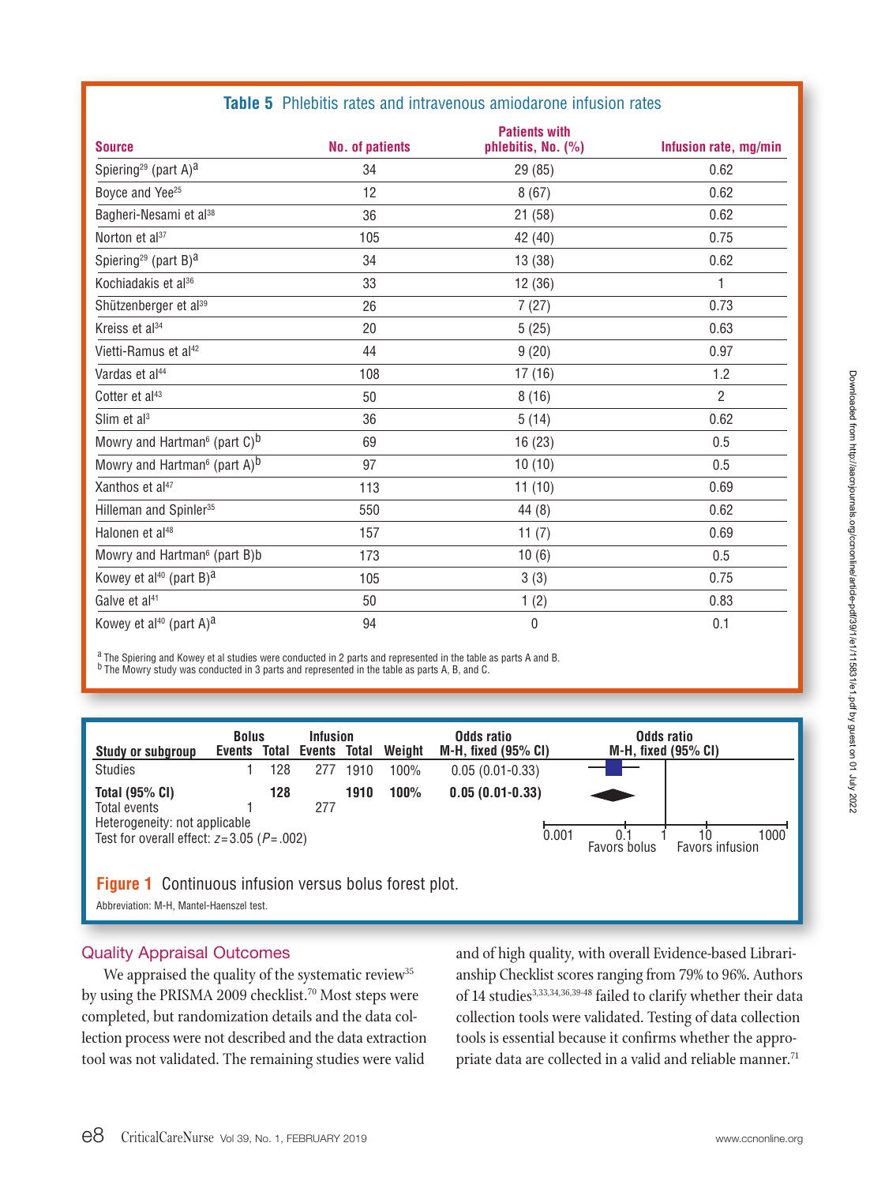**Table 5** Phlebitis rates and intravenous amiodarone infusion rates

| Source | No. of patients | Patients with phlebitis, No. (%) | Infusion rate, mg/min |
|---|---|---|---|
| Spiering[29] (part A)[a] | 34 | 29 (85) | 0.62 |
| Boyce and Yee[25] | 12 | 8 (67) | 0.62 |
| Bagheri-Nesami et al[38] | 36 | 21 (58) | 0.62 |
| Norton et al[37] | 105 | 42 (40) | 0.75 |
| Spiering[29] (part B)[a] | 34 | 13 (38) | 0.62 |
| Kochiadakis et al[36] | 33 | 12 (36) | 1 |
| Shützenberger et al[39] | 26 | 7 (27) | 0.73 |
| Kreiss et al[34] | 20 | 5 (25) | 0.63 |
| Vietti-Ramus et al[42] | 44 | 9 (20) | 0.97 |
| Vardas et al[44] | 108 | 17 (16) | 1.2 |
| Cotter et al[43] | 50 | 8 (16) | 2 |
| Slim et al[3] | 36 | 5 (14) | 0.62 |
| Mowry and Hartman[6] (part C)[b] | 69 | 16 (23) | 0.5 |
| Mowry and Hartman[6] (part A)[b] | 97 | 10 (10) | 0.5 |
| Xanthos et al[47] | 113 | 11 (10) | 0.69 |
| Hilleman and Spinler[35] | 550 | 44 (8) | 0.62 |
| Halonen et al[48] | 157 | 11 (7) | 0.69 |
| Mowry and Hartman[6] (part B)b | 173 | 10 (6) | 0.5 |
| Kowey et al[40] (part B)[a] | 105 | 3 (3) | 0.75 |
| Galve et al[41] | 50 | 1 (2) | 0.83 |
| Kowey et al[40] (part A)[a] | 94 | 0 | 0.1 |

[a] The Spiering and Kowey et al studies were conducted in 2 parts and represented in the table as parts A and B.
[b] The Mowry study was conducted in 3 parts and represented in the table as parts A, B, and C.

| Study or subgroup | Bolus Events | Bolus Total | Infusion Events | Infusion Total | Weight | Odds ratio M-H, fixed (95% CI) |
|---|---|---|---|---|---|---|
| Studies | 1 | 128 | 277 | 1910 | 100% | 0.05 (0.01-0.33) |
| **Total (95% CI)** | | **128** | | **1910** | **100%** | **0.05 (0.01-0.33)** |
| Total events | 1 | | 277 | | | |

Heterogeneity: not applicable
Test for overall effect: $z = 3.05$ ($P = .002$)

Odds ratio M-H, fixed (95% CI): 0.001, 0.1, 1, 10, 1000 — Favors bolus / Favors infusion

**Figure 1** Continuous infusion versus bolus forest plot.

Abbreviation: M-H, Mantel-Haenszel test.

## Quality Appraisal Outcomes

We appraised the quality of the systematic review[35] by using the PRISMA 2009 checklist.[70] Most steps were completed, but randomization details and the data collection process were not described and the data extraction tool was not validated. The remaining studies were valid and of high quality, with overall Evidence-based Librarianship Checklist scores ranging from 79% to 96%. Authors of 14 studies[3,33,34,36,39-48] failed to clarify whether their data collection tools were validated. Testing of data collection tools is essential because it confirms whether the appropriate data are collected in a valid and reliable manner.[71]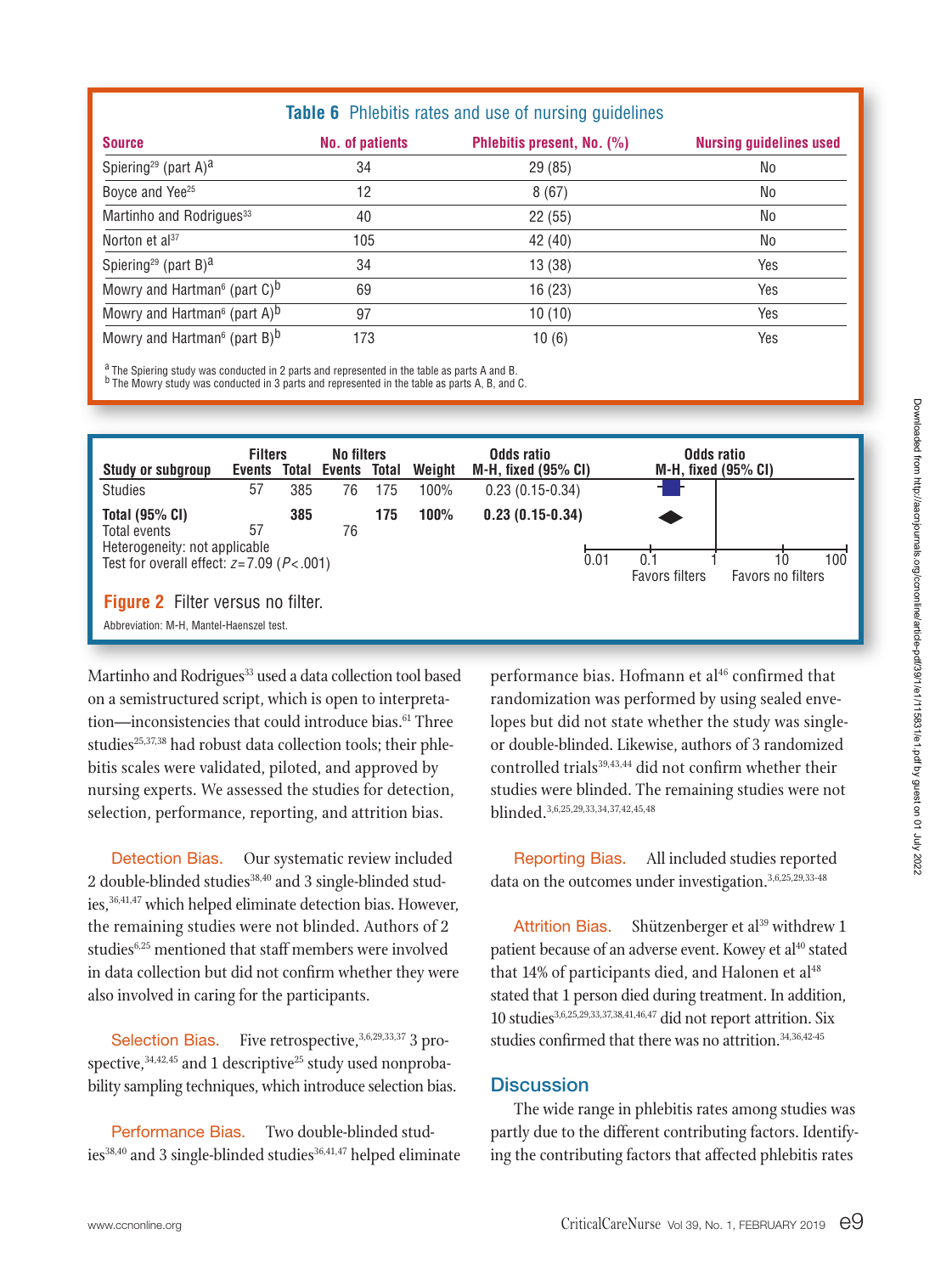**Table 6** Phlebitis rates and use of nursing guidelines

| Source | No. of patients | Phlebitis present, No. (%) | Nursing guidelines used |
|---|---|---|---|
| Spiering[29] (part A)[a] | 34 | 29 (85) | No |
| Boyce and Yee[25] | 12 | 8 (67) | No |
| Martinho and Rodrigues[33] | 40 | 22 (55) | No |
| Norton et al[37] | 105 | 42 (40) | No |
| Spiering[29] (part B)[a] | 34 | 13 (38) | Yes |
| Mowry and Hartman[6] (part C)[b] | 69 | 16 (23) | Yes |
| Mowry and Hartman[6] (part A)[b] | 97 | 10 (10) | Yes |
| Mowry and Hartman[6] (part B)[b] | 173 | 10 (6) | Yes |

[a] The Spiering study was conducted in 2 parts and represented in the table as parts A and B.
[b] The Mowry study was conducted in 3 parts and represented in the table as parts A, B, and C.

| Study or subgroup | Filters Events | Filters Total | No filters Events | No filters Total | Weight | Odds ratio M-H, fixed (95% CI) |
|---|---|---|---|---|---|---|
| Studies | 57 | 385 | 76 | 175 | 100% | 0.23 (0.15-0.34) |
| **Total (95% CI)** | | **385** | | **175** | **100%** | **0.23 (0.15-0.34)** |
| Total events | 57 | | 76 | | | |

Heterogeneity: not applicable
Test for overall effect: $z = 7.09$ ($P < .001$)

Odds ratio M-H, fixed (95% CI): 0.01 – 0.1 – 1 – 10 – 100; Favors filters / Favors no filters

**Figure 2** Filter versus no filter.

Abbreviation: M-H, Mantel-Haenszel test.

Martinho and Rodrigues[33] used a data collection tool based on a semistructured script, which is open to interpretation—inconsistencies that could introduce bias.[61] Three studies[25,37,38] had robust data collection tools; their phlebitis scales were validated, piloted, and approved by nursing experts. We assessed the studies for detection, selection, performance, reporting, and attrition bias.

**Detection Bias.** Our systematic review included 2 double-blinded studies[38,40] and 3 single-blinded studies,[36,41,47] which helped eliminate detection bias. However, the remaining studies were not blinded. Authors of 2 studies[6,25] mentioned that staff members were involved in data collection but did not confirm whether they were also involved in caring for the participants.

**Selection Bias.** Five retrospective,[3,6,29,33,37] 3 prospective,[34,42,45] and 1 descriptive[25] study used nonprobability sampling techniques, which introduce selection bias.

**Performance Bias.** Two double-blinded studies[38,40] and 3 single-blinded studies[36,41,47] helped eliminate performance bias. Hofmann et al[46] confirmed that randomization was performed by using sealed envelopes but did not state whether the study was single- or double-blinded. Likewise, authors of 3 randomized controlled trials[39,43,44] did not confirm whether their studies were blinded. The remaining studies were not blinded.[3,6,25,29,33,34,37,42,45,48]

**Reporting Bias.** All included studies reported data on the outcomes under investigation.[3,6,25,29,33-48]

**Attrition Bias.** Shützenberger et al[39] withdrew 1 patient because of an adverse event. Kowey et al[40] stated that 14% of participants died, and Halonen et al[48] stated that 1 person died during treatment. In addition, 10 studies[3,6,25,29,33,37,38,41,46,47] did not report attrition. Six studies confirmed that there was no attrition.[34,36,42-45]

## Discussion

The wide range in phlebitis rates among studies was partly due to the different contributing factors. Identifying the contributing factors that affected phlebitis rates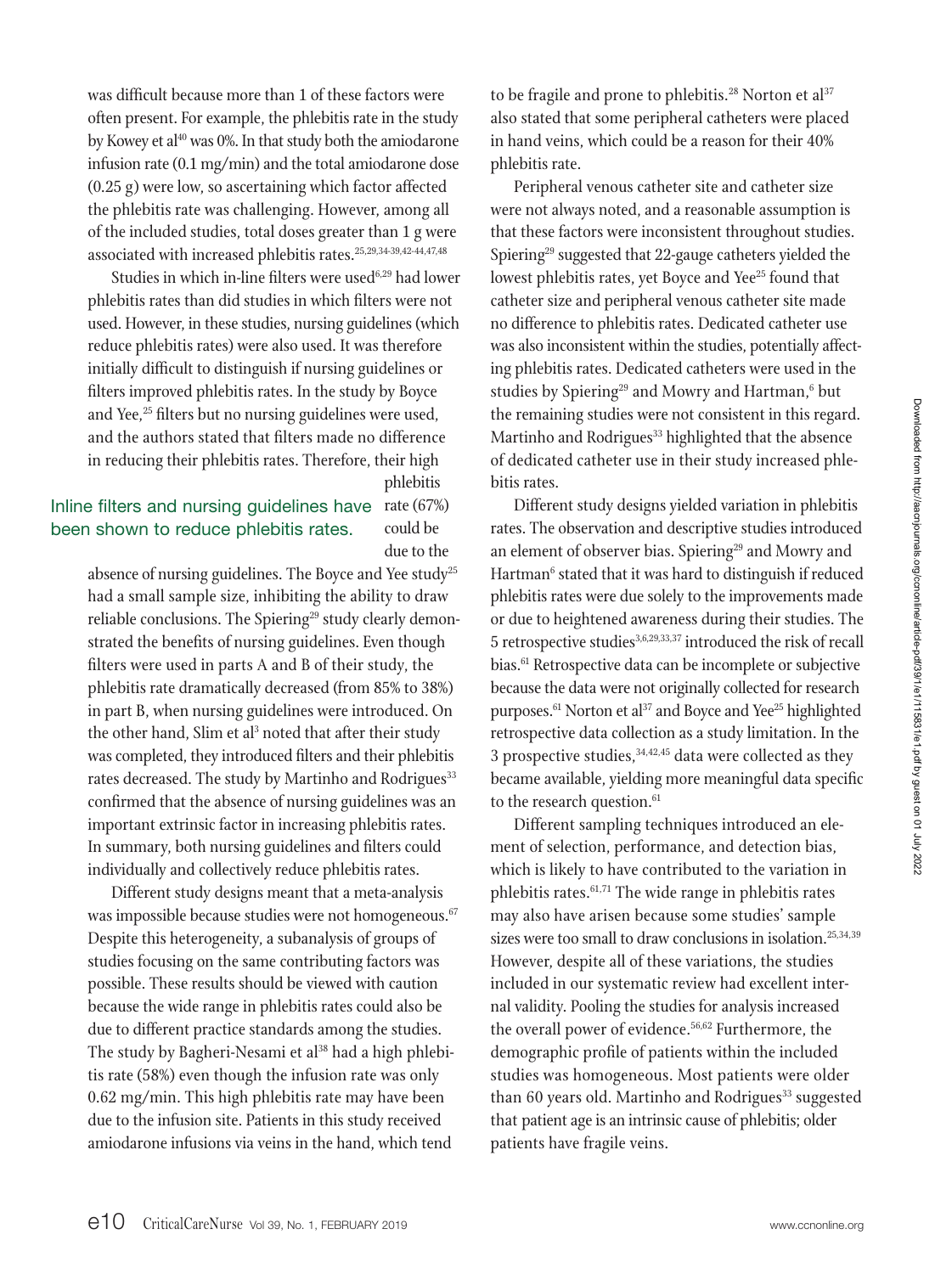was difficult because more than 1 of these factors were often present. For example, the phlebitis rate in the study by Kowey et al[40] was 0%. In that study both the amiodarone infusion rate (0.1 mg/min) and the total amiodarone dose (0.25 g) were low, so ascertaining which factor affected the phlebitis rate was challenging. However, among all of the included studies, total doses greater than 1 g were associated with increased phlebitis rates.[25,29,34-39,42-44,47,48]

Studies in which in-line filters were used[6,29] had lower phlebitis rates than did studies in which filters were not used. However, in these studies, nursing guidelines (which reduce phlebitis rates) were also used. It was therefore initially difficult to distinguish if nursing guidelines or filters improved phlebitis rates. In the study by Boyce and Yee,[25] filters but no nursing guidelines were used, and the authors stated that filters made no difference in reducing their phlebitis rates. Therefore, their high phlebitis rate (67%) could be due to the absence of nursing guidelines. The Boyce and Yee study[25] had a small sample size, inhibiting the ability to draw reliable conclusions. The Spiering[29] study clearly demonstrated the benefits of nursing guidelines. Even though filters were used in parts A and B of their study, the phlebitis rate dramatically decreased (from 85% to 38%) in part B, when nursing guidelines were introduced. On the other hand, Slim et al[3] noted that after their study was completed, they introduced filters and their phlebitis rates decreased. The study by Martinho and Rodrigues[33] confirmed that the absence of nursing guidelines was an important extrinsic factor in increasing phlebitis rates. In summary, both nursing guidelines and filters could individually and collectively reduce phlebitis rates.

> Inline filters and nursing guidelines have been shown to reduce phlebitis rates.

Different study designs meant that a meta-analysis was impossible because studies were not homogeneous.[67] Despite this heterogeneity, a subanalysis of groups of studies focusing on the same contributing factors was possible. These results should be viewed with caution because the wide range in phlebitis rates could also be due to different practice standards among the studies. The study by Bagheri-Nesami et al[38] had a high phlebitis rate (58%) even though the infusion rate was only 0.62 mg/min. This high phlebitis rate may have been due to the infusion site. Patients in this study received amiodarone infusions via veins in the hand, which tend to be fragile and prone to phlebitis.[28] Norton et al[37] also stated that some peripheral catheters were placed in hand veins, which could be a reason for their 40% phlebitis rate.

Peripheral venous catheter site and catheter size were not always noted, and a reasonable assumption is that these factors were inconsistent throughout studies. Spiering[29] suggested that 22-gauge catheters yielded the lowest phlebitis rates, yet Boyce and Yee[25] found that catheter size and peripheral venous catheter site made no difference to phlebitis rates. Dedicated catheter use was also inconsistent within the studies, potentially affecting phlebitis rates. Dedicated catheters were used in the studies by Spiering[29] and Mowry and Hartman,[6] but the remaining studies were not consistent in this regard. Martinho and Rodrigues[33] highlighted that the absence of dedicated catheter use in their study increased phlebitis rates.

Different study designs yielded variation in phlebitis rates. The observation and descriptive studies introduced an element of observer bias. Spiering[29] and Mowry and Hartman[6] stated that it was hard to distinguish if reduced phlebitis rates were due solely to the improvements made or due to heightened awareness during their studies. The 5 retrospective studies[3,6,29,33,37] introduced the risk of recall bias.[61] Retrospective data can be incomplete or subjective because the data were not originally collected for research purposes.[61] Norton et al[37] and Boyce and Yee[25] highlighted retrospective data collection as a study limitation. In the 3 prospective studies,[34,42,45] data were collected as they became available, yielding more meaningful data specific to the research question.[61]

Different sampling techniques introduced an element of selection, performance, and detection bias, which is likely to have contributed to the variation in phlebitis rates.[61,71] The wide range in phlebitis rates may also have arisen because some studies' sample sizes were too small to draw conclusions in isolation.[25,34,39] However, despite all of these variations, the studies included in our systematic review had excellent internal validity. Pooling the studies for analysis increased the overall power of evidence.[56,62] Furthermore, the demographic profile of patients within the included studies was homogeneous. Most patients were older than 60 years old. Martinho and Rodrigues[33] suggested that patient age is an intrinsic cause of phlebitis; older patients have fragile veins.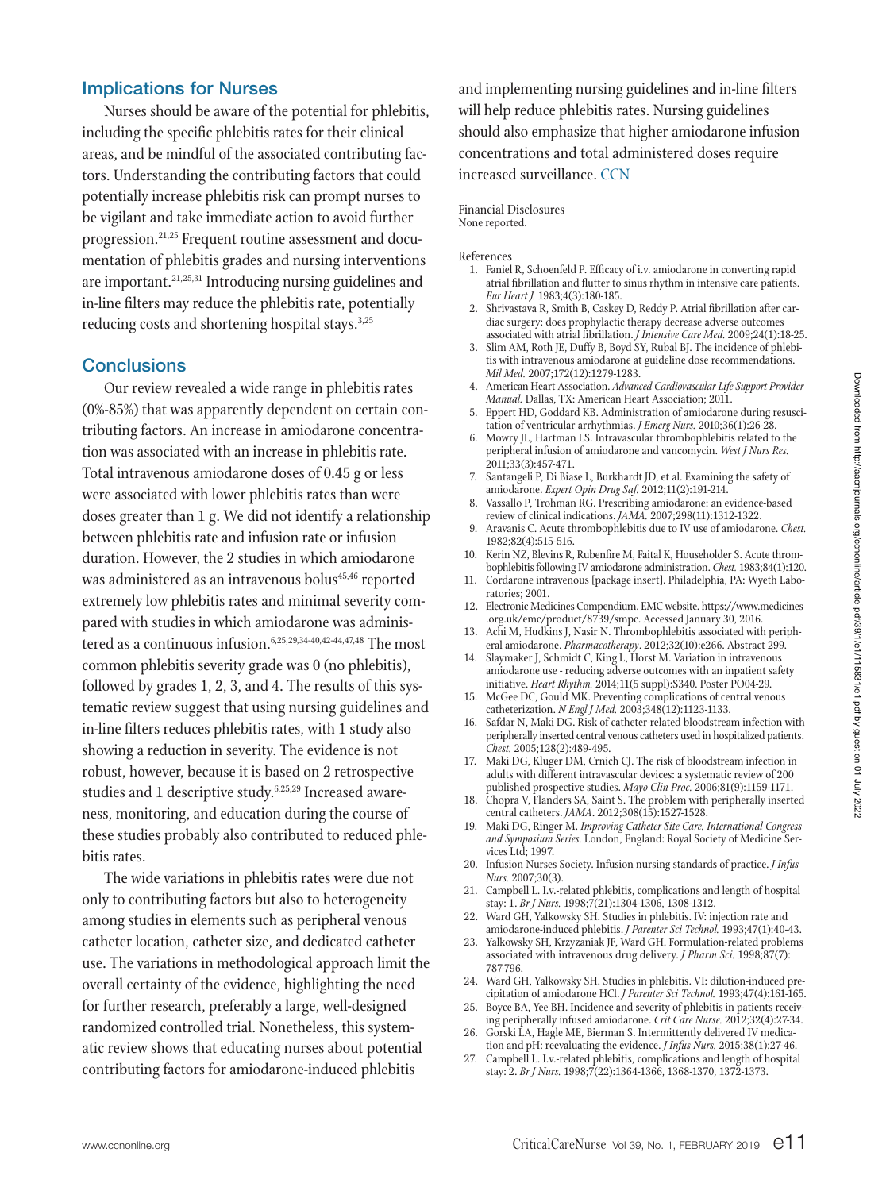## Implications for Nurses

Nurses should be aware of the potential for phlebitis, including the specific phlebitis rates for their clinical areas, and be mindful of the associated contributing factors. Understanding the contributing factors that could potentially increase phlebitis risk can prompt nurses to be vigilant and take immediate action to avoid further progression.[21,25] Frequent routine assessment and documentation of phlebitis grades and nursing interventions are important.[21,25,31] Introducing nursing guidelines and in-line filters may reduce the phlebitis rate, potentially reducing costs and shortening hospital stays.[3,25]

## Conclusions

Our review revealed a wide range in phlebitis rates (0%-85%) that was apparently dependent on certain contributing factors. An increase in amiodarone concentration was associated with an increase in phlebitis rate. Total intravenous amiodarone doses of 0.45 g or less were associated with lower phlebitis rates than were doses greater than 1 g. We did not identify a relationship between phlebitis rate and infusion rate or infusion duration. However, the 2 studies in which amiodarone was administered as an intravenous bolus[45,46] reported extremely low phlebitis rates and minimal severity compared with studies in which amiodarone was administered as a continuous infusion.[6,25,29,34-40,42-44,47,48] The most common phlebitis severity grade was 0 (no phlebitis), followed by grades 1, 2, 3, and 4. The results of this systematic review suggest that using nursing guidelines and in-line filters reduces phlebitis rates, with 1 study also showing a reduction in severity. The evidence is not robust, however, because it is based on 2 retrospective studies and 1 descriptive study.[6,25,29] Increased awareness, monitoring, and education during the course of these studies probably also contributed to reduced phlebitis rates.

The wide variations in phlebitis rates were due not only to contributing factors but also to heterogeneity among studies in elements such as peripheral venous catheter location, catheter size, and dedicated catheter use. The variations in methodological approach limit the overall certainty of the evidence, highlighting the need for further research, preferably a large, well-designed randomized controlled trial. Nonetheless, this systematic review shows that educating nurses about potential contributing factors for amiodarone-induced phlebitis and implementing nursing guidelines and in-line filters will help reduce phlebitis rates. Nursing guidelines should also emphasize that higher amiodarone infusion concentrations and total administered doses require increased surveillance. CCN

Financial Disclosures
None reported.

References

1. Faniel R, Schoenfeld P. Efficacy of i.v. amiodarone in converting rapid atrial fibrillation and flutter to sinus rhythm in intensive care patients. *Eur Heart J.* 1983;4(3):180-185.
2. Shrivastava R, Smith B, Caskey D, Reddy P. Atrial fibrillation after cardiac surgery: does prophylactic therapy decrease adverse outcomes associated with atrial fibrillation. *J Intensive Care Med.* 2009;24(1):18-25.
3. Slim AM, Roth JE, Duffy B, Boyd SY, Rubal BJ. The incidence of phlebitis with intravenous amiodarone at guideline dose recommendations. *Mil Med.* 2007;172(12):1279-1283.
4. American Heart Association. *Advanced Cardiovascular Life Support Provider Manual.* Dallas, TX: American Heart Association; 2011.
5. Eppert HD, Goddard KB. Administration of amiodarone during resuscitation of ventricular arrhythmias. *J Emerg Nurs.* 2010;36(1):26-28.
6. Mowry JL, Hartman LS. Intravascular thrombophlebitis related to the peripheral infusion of amiodarone and vancomycin. *West J Nurs Res.* 2011;33(3):457-471.
7. Santangeli P, Di Biase L, Burkhardt JD, et al. Examining the safety of amiodarone. *Expert Opin Drug Saf.* 2012;11(2):191-214.
8. Vassallo P, Trohman RG. Prescribing amiodarone: an evidence-based review of clinical indications. *JAMA.* 2007;298(11):1312-1322.
9. Aravanis C. Acute thrombophlebitis due to IV use of amiodarone. *Chest.* 1982;82(4):515-516.
10. Kerin NZ, Blevins R, Rubenfire M, Faital K, Householder S. Acute thrombophlebitis following IV amiodarone administration. *Chest.* 1983;84(1):120.
11. Cordarone intravenous [package insert]. Philadelphia, PA: Wyeth Laboratories; 2001.
12. Electronic Medicines Compendium. EMC website. https://www.medicines.org.uk/emc/product/8739/smpc. Accessed January 30, 2016.
13. Achi M, Hudkins J, Nasir N. Thrombophlebitis associated with peripheral amiodarone. *Pharmacotherapy*. 2012;32(10):e266. Abstract 299.
14. Slaymaker J, Schmidt C, King L, Horst M. Variation in intravenous amiodarone use - reducing adverse outcomes with an inpatient safety initiative. *Heart Rhythm.* 2014;11(5 suppl):S340. Poster PO04-29.
15. McGee DC, Gould MK. Preventing complications of central venous catheterization. *N Engl J Med.* 2003;348(12):1123-1133.
16. Safdar N, Maki DG. Risk of catheter-related bloodstream infection with peripherally inserted central venous catheters used in hospitalized patients. *Chest.* 2005;128(2):489-495.
17. Maki DG, Kluger DM, Crnich CJ. The risk of bloodstream infection in adults with different intravascular devices: a systematic review of 200 published prospective studies. *Mayo Clin Proc.* 2006;81(9):1159-1171.
18. Chopra V, Flanders SA, Saint S. The problem with peripherally inserted central catheters. *JAMA*. 2012;308(15):1527-1528.
19. Maki DG, Ringer M. *Improving Catheter Site Care. International Congress and Symposium Series.* London, England: Royal Society of Medicine Services Ltd; 1997.
20. Infusion Nurses Society. Infusion nursing standards of practice. *J Infus Nurs.* 2007;30(3).
21. Campbell L. I.v.-related phlebitis, complications and length of hospital stay: 1. *Br J Nurs.* 1998;7(21):1304-1306, 1308-1312.
22. Ward GH, Yalkowsky SH. Studies in phlebitis. IV: injection rate and amiodarone-induced phlebitis. *J Parenter Sci Technol.* 1993;47(1):40-43.
23. Yalkowsky SH, Krzyzaniak JF, Ward GH. Formulation-related problems associated with intravenous drug delivery. *J Pharm Sci.* 1998;87(7):787-796.
24. Ward GH, Yalkowsky SH. Studies in phlebitis. VI: dilution-induced precipitation of amiodarone HCl. *J Parenter Sci Technol.* 1993;47(4):161-165.
25. Boyce BA, Yee BH. Incidence and severity of phlebitis in patients receiving peripherally infused amiodarone. *Crit Care Nurse.* 2012;32(4):27-34.
26. Gorski LA, Hagle ME, Bierman S. Intermittently delivered IV medication and pH: reevaluating the evidence. *J Infus Nurs.* 2015;38(1):27-46.
27. Campbell L. I.v.-related phlebitis, complications and length of hospital stay: 2. *Br J Nurs.* 1998;7(22):1364-1366, 1368-1370, 1372-1373.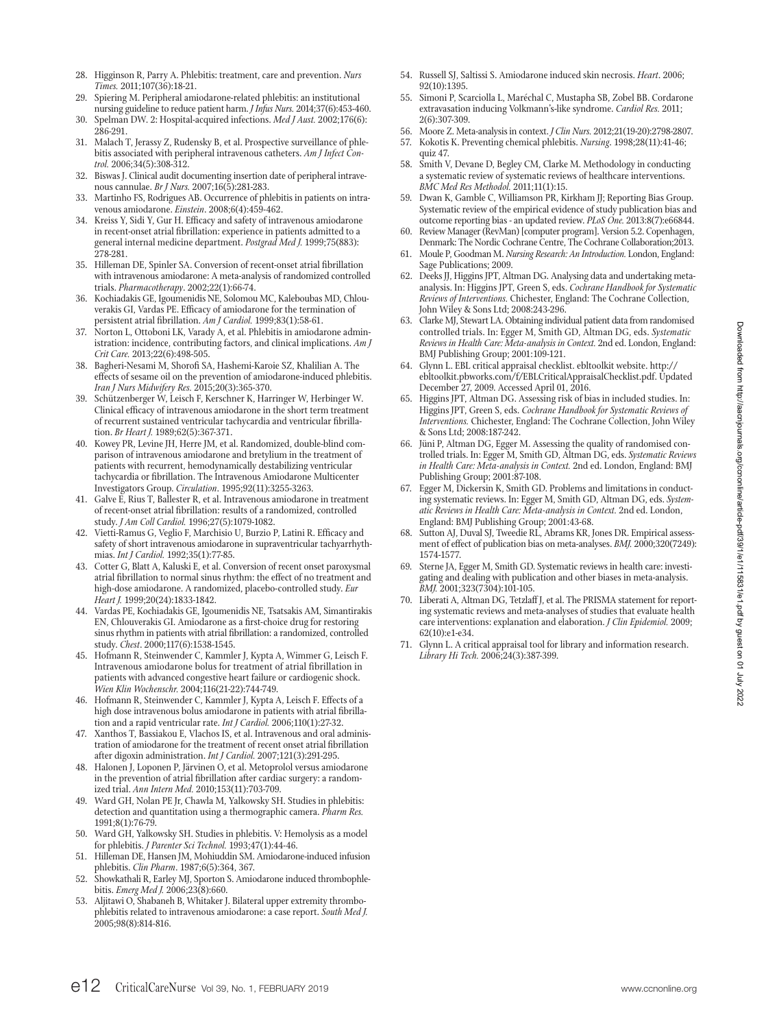28. Higginson R, Parry A. Phlebitis: treatment, care and prevention. *Nurs Times.* 2011;107(36):18-21.
29. Spiering M. Peripheral amiodarone-related phlebitis: an institutional nursing guideline to reduce patient harm. *J Infus Nurs.* 2014;37(6):453-460.
30. Spelman DW. 2: Hospital-acquired infections. *Med J Aust.* 2002;176(6): 286-291.
31. Malach T, Jerassy Z, Rudensky B, et al. Prospective surveillance of phlebitis associated with peripheral intravenous catheters. *Am J Infect Control.* 2006;34(5):308-312.
32. Biswas J. Clinical audit documenting insertion date of peripheral intravenous cannulae. *Br J Nurs.* 2007;16(5):281-283.
33. Martinho FS, Rodrigues AB. Occurrence of phlebitis in patients on intravenous amiodarone. *Einstein*. 2008;6(4):459-462.
34. Kreiss Y, Sidi Y, Gur H. Efficacy and safety of intravenous amiodarone in recent-onset atrial fibrillation: experience in patients admitted to a general internal medicine department. *Postgrad Med J.* 1999;75(883): 278-281.
35. Hilleman DE, Spinler SA. Conversion of recent-onset atrial fibrillation with intravenous amiodarone: A meta-analysis of randomized controlled trials. *Pharmacotherapy*. 2002;22(1):66-74.
36. Kochiadakis GE, Igoumenidis NE, Solomou MC, Kaleboubas MD, Chlouverakis GI, Vardas PE. Efficacy of amiodarone for the termination of persistent atrial fibrillation. *Am J Cardiol.* 1999;83(1):58-61.
37. Norton L, Ottoboni LK, Varady A, et al. Phlebitis in amiodarone administration: incidence, contributing factors, and clinical implications. *Am J Crit Care.* 2013;22(6):498-505.
38. Bagheri-Nesami M, Shorofi SA, Hashemi-Karoie SZ, Khalilian A. The effects of sesame oil on the prevention of amiodarone-induced phlebitis. *Iran J Nurs Midwifery Res.* 2015;20(3):365-370.
39. Schützenberger W, Leisch F, Kerschner K, Harringer W, Herbinger W. Clinical efficacy of intravenous amiodarone in the short term treatment of recurrent sustained ventricular tachycardia and ventricular fibrillation. *Br Heart J.* 1989;62(5):367-371.
40. Kowey PR, Levine JH, Herre JM, et al. Randomized, double-blind comparison of intravenous amiodarone and bretylium in the treatment of patients with recurrent, hemodynamically destabilizing ventricular tachycardia or fibrillation. The Intravenous Amiodarone Multicenter Investigators Group. *Circulation*. 1995;92(11):3255-3263.
41. Galve E, Rius T, Ballester R, et al. Intravenous amiodarone in treatment of recent-onset atrial fibrillation: results of a randomized, controlled study. *J Am Coll Cardiol.* 1996;27(5):1079-1082.
42. Vietti-Ramus G, Veglio F, Marchisio U, Burzio P, Latini R. Efficacy and safety of short intravenous amiodarone in supraventricular tachyarrhythmias. *Int J Cardiol.* 1992;35(1):77-85.
43. Cotter G, Blatt A, Kaluski E, et al. Conversion of recent onset paroxysmal atrial fibrillation to normal sinus rhythm: the effect of no treatment and high-dose amiodarone. A randomized, placebo-controlled study. *Eur Heart J.* 1999;20(24):1833-1842.
44. Vardas PE, Kochiadakis GE, Igoumenidis NE, Tsatsakis AM, Simantirakis EN, Chlouverakis GI. Amiodarone as a first-choice drug for restoring sinus rhythm in patients with atrial fibrillation: a randomized, controlled study. *Chest*. 2000;117(6):1538-1545.
45. Hofmann R, Steinwender C, Kammler J, Kypta A, Wimmer G, Leisch F. Intravenous amiodarone bolus for treatment of atrial fibrillation in patients with advanced congestive heart failure or cardiogenic shock. *Wien Klin Wochenschr.* 2004;116(21-22):744-749.
46. Hofmann R, Steinwender C, Kammler J, Kypta A, Leisch F. Effects of a high dose intravenous bolus amiodarone in patients with atrial fibrillation and a rapid ventricular rate. *Int J Cardiol.* 2006;110(1):27-32.
47. Xanthos T, Bassiakou E, Vlachos IS, et al. Intravenous and oral administration of amiodarone for the treatment of recent onset atrial fibrillation after digoxin administration. *Int J Cardiol.* 2007;121(3):291-295.
48. Halonen J, Loponen P, Järvinen O, et al. Metoprolol versus amiodarone in the prevention of atrial fibrillation after cardiac surgery: a randomized trial. *Ann Intern Med.* 2010;153(11):703-709.
49. Ward GH, Nolan PE Jr, Chawla M, Yalkowsky SH. Studies in phlebitis: detection and quantitation using a thermographic camera. *Pharm Res.* 1991;8(1):76-79.
50. Ward GH, Yalkowsky SH. Studies in phlebitis. V: Hemolysis as a model for phlebitis. *J Parenter Sci Technol.* 1993;47(1):44-46.
51. Hilleman DE, Hansen JM, Mohiuddin SM. Amiodarone-induced infusion phlebitis. *Clin Pharm*. 1987;6(5):364, 367.
52. Showkathali R, Earley MJ, Sporton S. Amiodarone induced thrombophlebitis. *Emerg Med J.* 2006;23(8):660.
53. Aljitawi O, Shabaneh B, Whitaker J. Bilateral upper extremity thrombophlebitis related to intravenous amiodarone: a case report. *South Med J.* 2005;98(8):814-816.
54. Russell SJ, Saltissi S. Amiodarone induced skin necrosis. *Heart*. 2006; 92(10):1395.
55. Simoni P, Scarciolla L, Maréchal C, Mustapha SB, Zobel BB. Cordarone extravasation inducing Volkmann's-like syndrome. *Cardiol Res.* 2011; 2(6):307-309.
56. Moore Z. Meta-analysis in context. *J Clin Nurs.* 2012;21(19-20):2798-2807.
57. Kokotis K. Preventing chemical phlebitis. *Nursing*. 1998;28(11):41-46; quiz 47.
58. Smith V, Devane D, Begley CM, Clarke M. Methodology in conducting a systematic review of systematic reviews of healthcare interventions. *BMC Med Res Methodol.* 2011;11(1):15.
59. Dwan K, Gamble C, Williamson PR, Kirkham JJ; Reporting Bias Group. Systematic review of the empirical evidence of study publication bias and outcome reporting bias - an updated review. *PLoS One.* 2013:8(7):e66844.
60. Review Manager (RevMan) [computer program]. Version 5.2. Copenhagen, Denmark: The Nordic Cochrane Centre, The Cochrane Collaboration;2013.
61. Moule P, Goodman M. *Nursing Research: An Introduction.* London, England: Sage Publications; 2009.
62. Deeks JJ, Higgins JPT, Altman DG. Analysing data and undertaking meta-analysis. In: Higgins JPT, Green S, eds. *Cochrane Handbook for Systematic Reviews of Interventions.* Chichester, England: The Cochrane Collection, John Wiley & Sons Ltd; 2008:243-296.
63. Clarke MJ, Stewart LA. Obtaining individual patient data from randomised controlled trials. In: Egger M, Smith GD, Altman DG, eds. *Systematic Reviews in Health Care: Meta-analysis in Context.* 2nd ed. London, England: BMJ Publishing Group; 2001:109-121.
64. Glynn L. EBL critical appraisal checklist. ebltoolkit website. http://ebltoolkit.pbworks.com/f/EBLCriticalAppraisalChecklist.pdf. Updated December 27, 2009. Accessed April 01, 2016.
65. Higgins JPT, Altman DG. Assessing risk of bias in included studies. In: Higgins JPT, Green S, eds. *Cochrane Handbook for Systematic Reviews of Interventions.* Chichester, England: The Cochrane Collection, John Wiley & Sons Ltd; 2008:187-242.
66. Jüni P, Altman DG, Egger M. Assessing the quality of randomised controlled trials. In: Egger M, Smith GD, Altman DG, eds. *Systematic Reviews in Health Care: Meta-analysis in Context.* 2nd ed. London, England: BMJ Publishing Group; 2001:87-108.
67. Egger M, Dickersin K, Smith GD. Problems and limitations in conducting systematic reviews. In: Egger M, Smith GD, Altman DG, eds. *Systematic Reviews in Health Care: Meta-analysis in Context.* 2nd ed. London, England: BMJ Publishing Group; 2001:43-68.
68. Sutton AJ, Duval SJ, Tweedie RL, Abrams KR, Jones DR. Empirical assessment of effect of publication bias on meta-analyses. *BMJ.* 2000;320(7249): 1574-1577.
69. Sterne JA, Egger M, Smith GD. Systematic reviews in health care: investigating and dealing with publication and other biases in meta-analysis. *BMJ.* 2001;323(7304):101-105.
70. Liberati A, Altman DG, Tetzlaff J, et al. The PRISMA statement for reporting systematic reviews and meta-analyses of studies that evaluate health care interventions: explanation and elaboration. *J Clin Epidemiol.* 2009; 62(10):e1-e34.
71. Glynn L. A critical appraisal tool for library and information research. *Library Hi Tech.* 2006;24(3):387-399.